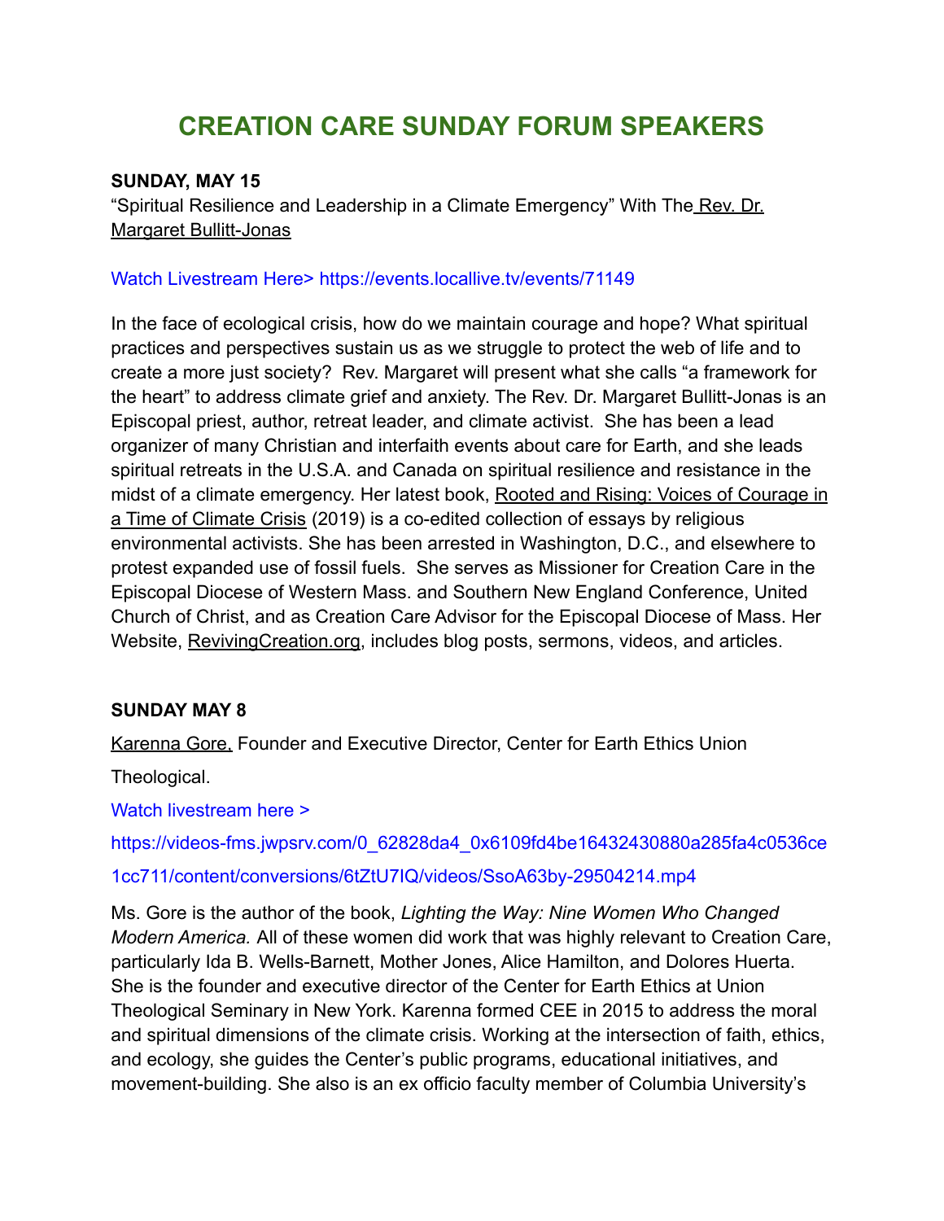# CREATION CARE SUNDAY FORUM SPEAKERS

**SUNDAY, MAY 15**

"Spiritual Resilience and Leadership in a Climate Emergency" With The Rev. Dr. Margaret Bullitt-Jonas

Watch Livestream Here> https://events.locallive.tv/events/71149

In the face of ecological crisis, how do we maintain courage and hope? What spiritual practices and perspectives sustain us as we struggle to protect the web of life and to create a more just society? Rev. Margaret will present what she calls "a framework for the heart" to address climate grief and anxiety. The Rev. Dr. Margaret Bullitt-Jonas is an Episcopal priest, author, retreat leader, and climate activist. She has been a lead organizer of many Christian and interfaith events about care for Earth, and she leads spiritual retreats in the U.S.A. and Canada on spiritual resilience and resistance in the midst of a climate emergency. Her latest book, Rooted and Rising: Voices of Courage in a Time of Climate Crisis (2019) is a co-edited collection of essays by religious environmental activists. She has been arrested in Washington, D.C., and elsewhere to protest expanded use of fossil fuels. She serves as Missioner for Creation Care in the Episcopal Diocese of Western Mass. and Southern New England Conference, United Church of Christ, and as Creation Care Advisor for the Episcopal Diocese of Mass. Her Website, RevivingCreation.org, includes blog posts, sermons, videos, and articles.

**SUNDAY MAY 8**

Karenna Gore, Founder and Executive Director, Center for Earth Ethics Union Theological.

Watch livestream here >

https://videos-fms.jwpsrv.com/0_62828da4_0x6109fd4be16432430880a285fa4c0536ce1cc711/content/conversions/6tZtU7IQ/videos/SsoA63by-29504214.mp4

Ms. Gore is the author of the book, *Lighting the Way: Nine Women Who Changed Modern America.* All of these women did work that was highly relevant to Creation Care, particularly Ida B. Wells-Barnett, Mother Jones, Alice Hamilton, and Dolores Huerta. She is the founder and executive director of the Center for Earth Ethics at Union Theological Seminary in New York. Karenna formed CEE in 2015 to address the moral and spiritual dimensions of the climate crisis. Working at the intersection of faith, ethics, and ecology, she guides the Center's public programs, educational initiatives, and movement-building. She also is an ex officio faculty member of Columbia University's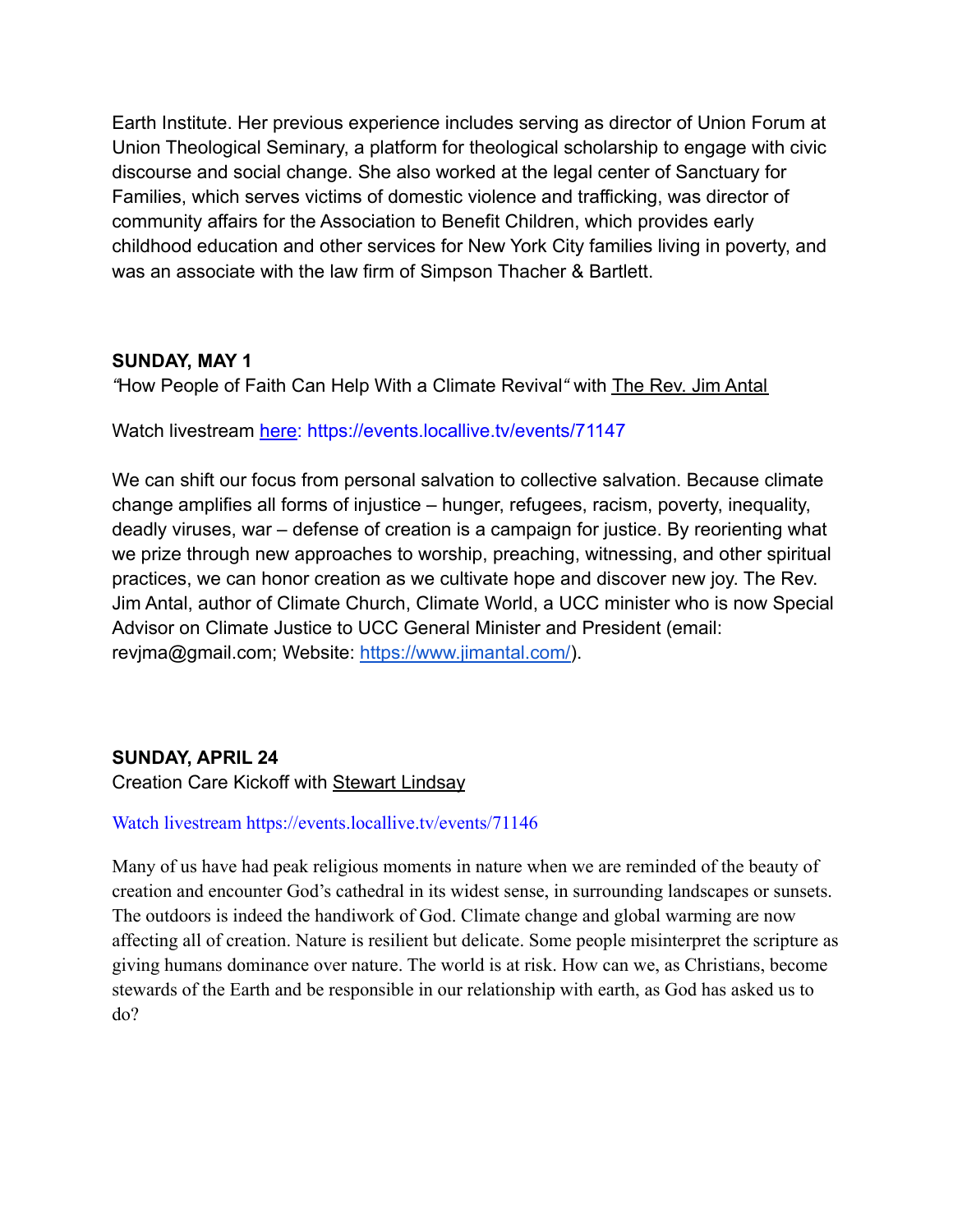Earth Institute. Her previous experience includes serving as director of Union Forum at Union Theological Seminary, a platform for theological scholarship to engage with civic discourse and social change. She also worked at the legal center of Sanctuary for Families, which serves victims of domestic violence and trafficking, was director of community affairs for the Association to Benefit Children, which provides early childhood education and other services for New York City families living in poverty, and was an associate with the law firm of Simpson Thacher & Bartlett.

**SUNDAY, MAY 1**

*"*How People of Faith Can Help With a Climate Revival*"* with The Rev. Jim Antal

Watch livestream here: https://events.locallive.tv/events/71147

We can shift our focus from personal salvation to collective salvation. Because climate change amplifies all forms of injustice – hunger, refugees, racism, poverty, inequality, deadly viruses, war – defense of creation is a campaign for justice. By reorienting what we prize through new approaches to worship, preaching, witnessing, and other spiritual practices, we can honor creation as we cultivate hope and discover new joy. The Rev. Jim Antal, author of Climate Church, Climate World, a UCC minister who is now Special Advisor on Climate Justice to UCC General Minister and President (email: revjma@gmail.com; Website: https://www.jimantal.com/).

**SUNDAY, APRIL 24**

Creation Care Kickoff with Stewart Lindsay

Watch livestream https://events.locallive.tv/events/71146

Many of us have had peak religious moments in nature when we are reminded of the beauty of creation and encounter God's cathedral in its widest sense, in surrounding landscapes or sunsets. The outdoors is indeed the handiwork of God. Climate change and global warming are now affecting all of creation. Nature is resilient but delicate. Some people misinterpret the scripture as giving humans dominance over nature. The world is at risk. How can we, as Christians, become stewards of the Earth and be responsible in our relationship with earth, as God has asked us to do?